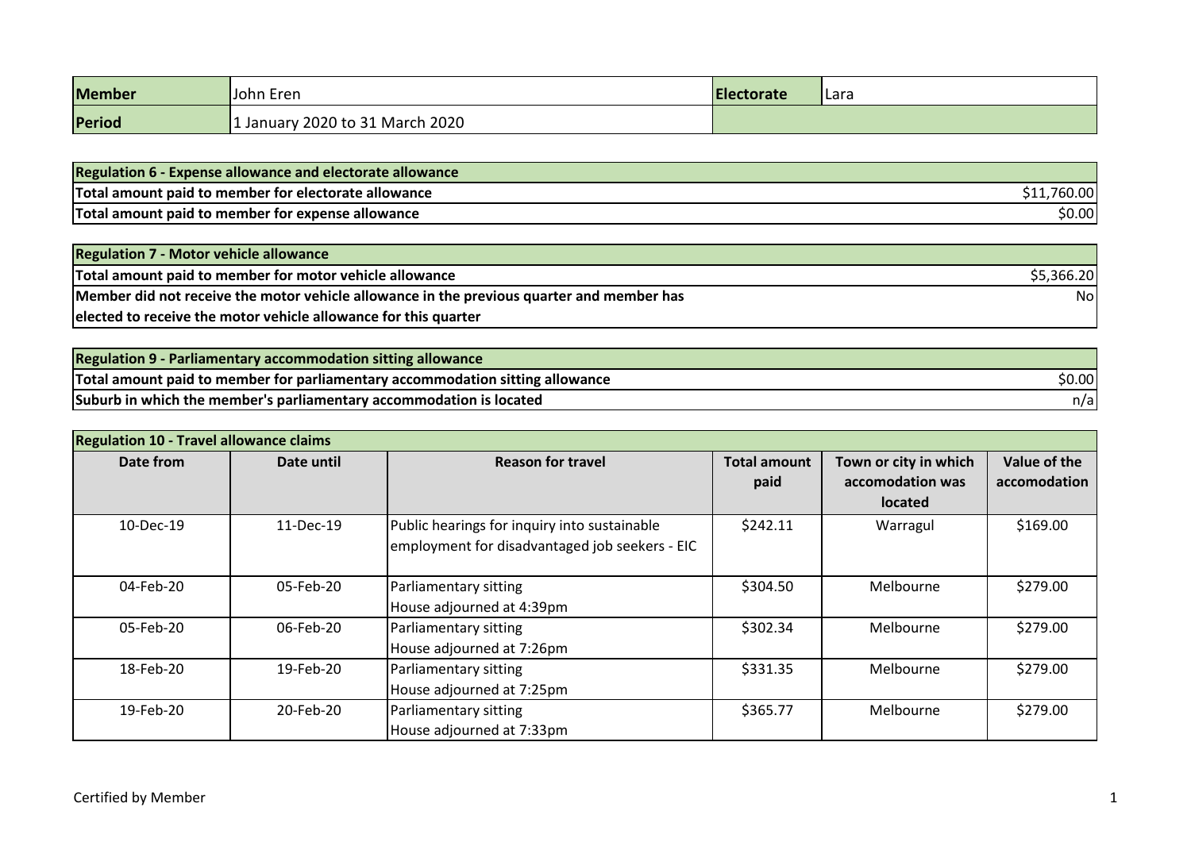| Member | John Eren | Electorate | Lara |
|---|---|---|---|
| Period | 1 January 2020 to 31 March 2020 | | |

| Regulation 6 - Expense allowance and electorate allowance | |
|---|---|
| Total amount paid to member for electorate allowance | $11,760.00 |
| Total amount paid to member for expense allowance | $0.00 |

| Regulation 7 - Motor vehicle allowance | |
|---|---|
| Total amount paid to member for motor vehicle allowance | $5,366.20 |
| Member did not receive the motor vehicle allowance in the previous quarter and member has elected to receive the motor vehicle allowance for this quarter | No |

| Regulation 9 - Parliamentary accommodation sitting allowance | |
|---|---|
| Total amount paid to member for parliamentary accommodation sitting allowance | $0.00 |
| Suburb in which the member's parliamentary accommodation is located | n/a |

**Regulation 10 - Travel allowance claims**

| Date from | Date until | Reason for travel | Total amount paid | Town or city in which accomodation was located | Value of the accomodation |
|---|---|---|---|---|---|
| 10-Dec-19 | 11-Dec-19 | Public hearings for inquiry into sustainable employment for disadvantaged job seekers - EIC | $242.11 | Warragul | $169.00 |
| 04-Feb-20 | 05-Feb-20 | Parliamentary sitting<br>House adjourned at 4:39pm | $304.50 | Melbourne | $279.00 |
| 05-Feb-20 | 06-Feb-20 | Parliamentary sitting<br>House adjourned at 7:26pm | $302.34 | Melbourne | $279.00 |
| 18-Feb-20 | 19-Feb-20 | Parliamentary sitting<br>House adjourned at 7:25pm | $331.35 | Melbourne | $279.00 |
| 19-Feb-20 | 20-Feb-20 | Parliamentary sitting<br>House adjourned at 7:33pm | $365.77 | Melbourne | $279.00 |

Certified by Member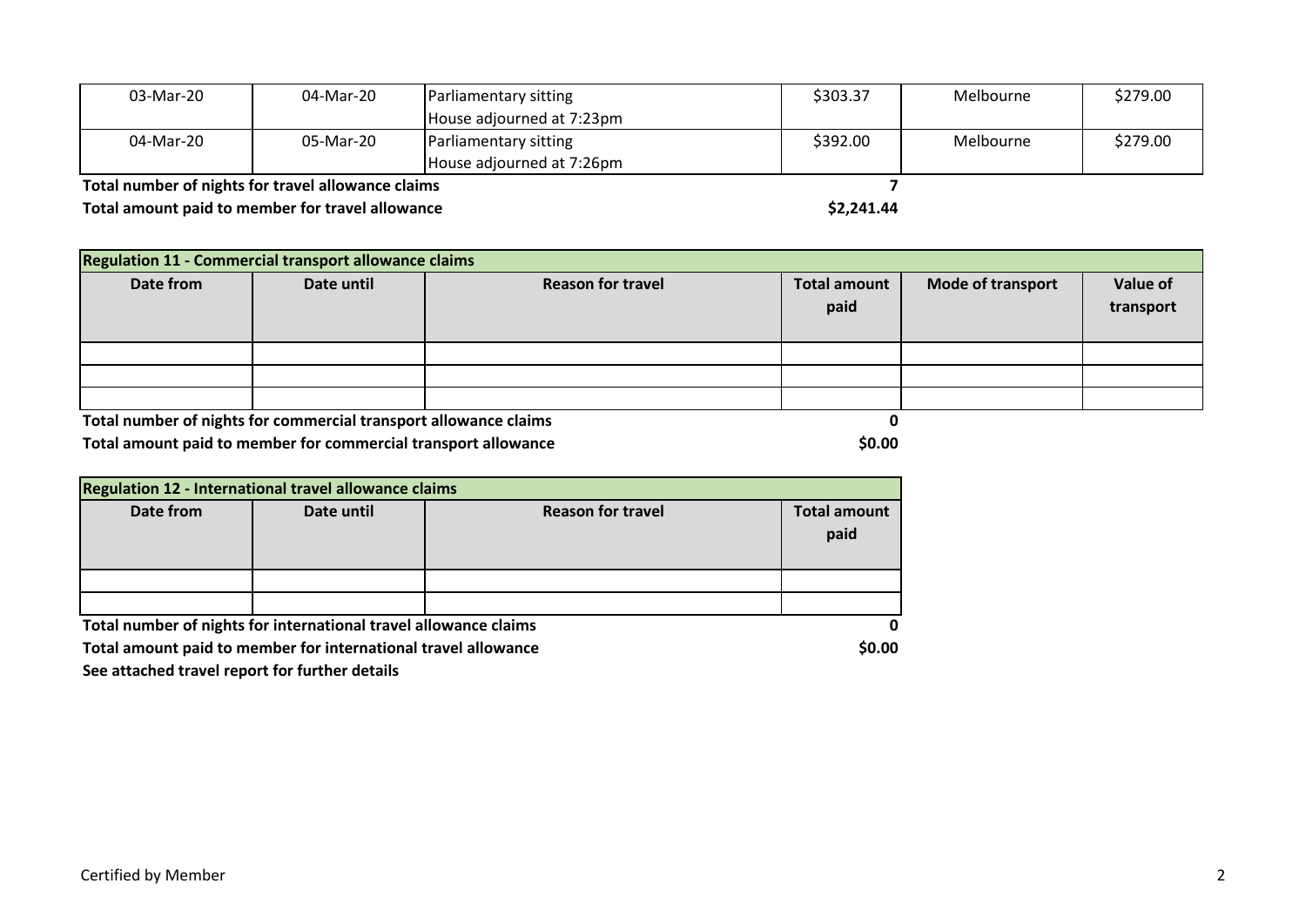| | | | | | |
|---|---|---|---|---|---|
| 03-Mar-20 | 04-Mar-20 | Parliamentary sitting<br>House adjourned at 7:23pm | \$303.37 | Melbourne | \$279.00 |
| 04-Mar-20 | 05-Mar-20 | Parliamentary sitting<br>House adjourned at 7:26pm | \$392.00 | Melbourne | \$279.00 |

**Total number of nights for travel allowance claims** **7**

**Total amount paid to member for travel allowance** **\$2,241.44**

| **Regulation 11 - Commercial transport allowance claims** | | | | | |
|---|---|---|---|---|---|
| **Date from** | **Date until** | **Reason for travel** | **Total amount paid** | **Mode of transport** | **Value of transport** |
| | | | | | |
| | | | | | |
| | | | | | |

**Total number of nights for commercial transport allowance claims** **0**

**Total amount paid to member for commercial transport allowance** **\$0.00**

| **Regulation 12 - International travel allowance claims** | | | |
|---|---|---|---|
| **Date from** | **Date until** | **Reason for travel** | **Total amount paid** |
| | | | |
| | | | |

**Total number of nights for international travel allowance claims** **0**

**Total amount paid to member for international travel allowance** **\$0.00**

**See attached travel report for further details**

Certified by Member